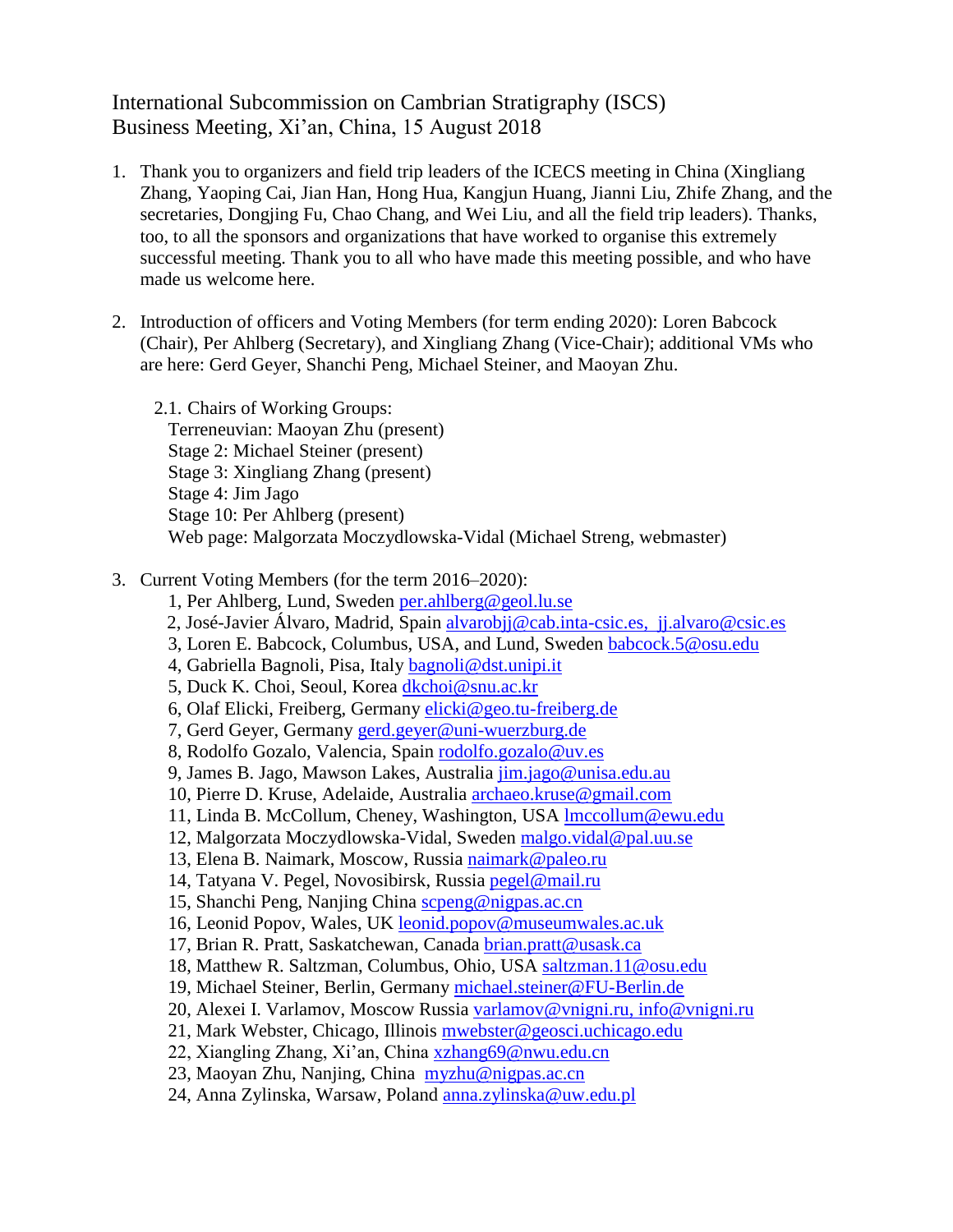# International Subcommission on Cambrian Stratigraphy (ISCS)
## Business Meeting, Xi'an, China, 15 August 2018

1. Thank you to organizers and field trip leaders of the ICECS meeting in China (Xingliang Zhang, Yaoping Cai, Jian Han, Hong Hua, Kangjun Huang, Jianni Liu, Zhife Zhang, and the secretaries, Dongjing Fu, Chao Chang, and Wei Liu, and all the field trip leaders). Thanks, too, to all the sponsors and organizations that have worked to organise this extremely successful meeting. Thank you to all who have made this meeting possible, and who have made us welcome here.

2. Introduction of officers and Voting Members (for term ending 2020): Loren Babcock (Chair), Per Ahlberg (Secretary), and Xingliang Zhang (Vice-Chair); additional VMs who are here: Gerd Geyer, Shanchi Peng, Michael Steiner, and Maoyan Zhu.

   2.1. Chairs of Working Groups:
   Terreneuvian: Maoyan Zhu (present)
   Stage 2: Michael Steiner (present)
   Stage 3: Xingliang Zhang (present)
   Stage 4: Jim Jago
   Stage 10: Per Ahlberg (present)
   Web page: Malgorzata Moczydlowska-Vidal (Michael Streng, webmaster)

3. Current Voting Members (for the term 2016–2020):
   1, Per Ahlberg, Lund, Sweden per.ahlberg@geol.lu.se
   2, José-Javier Álvaro, Madrid, Spain alvarobjj@cab.inta-csic.es, jj.alvaro@csic.es
   3, Loren E. Babcock, Columbus, USA, and Lund, Sweden babcock.5@osu.edu
   4, Gabriella Bagnoli, Pisa, Italy bagnoli@dst.unipi.it
   5, Duck K. Choi, Seoul, Korea dkchoi@snu.ac.kr
   6, Olaf Elicki, Freiberg, Germany elicki@geo.tu-freiberg.de
   7, Gerd Geyer, Germany gerd.geyer@uni-wuerzburg.de
   8, Rodolfo Gozalo, Valencia, Spain rodolfo.gozalo@uv.es
   9, James B. Jago, Mawson Lakes, Australia jim.jago@unisa.edu.au
   10, Pierre D. Kruse, Adelaide, Australia archaeo.kruse@gmail.com
   11, Linda B. McCollum, Cheney, Washington, USA lmccollum@ewu.edu
   12, Malgorzata Moczydlowska-Vidal, Sweden malgo.vidal@pal.uu.se
   13, Elena B. Naimark, Moscow, Russia naimark@paleo.ru
   14, Tatyana V. Pegel, Novosibirsk, Russia pegel@mail.ru
   15, Shanchi Peng, Nanjing China scpeng@nigpas.ac.cn
   16, Leonid Popov, Wales, UK leonid.popov@museumwales.ac.uk
   17, Brian R. Pratt, Saskatchewan, Canada brian.pratt@usask.ca
   18, Matthew R. Saltzman, Columbus, Ohio, USA saltzman.11@osu.edu
   19, Michael Steiner, Berlin, Germany michael.steiner@FU-Berlin.de
   20, Alexei I. Varlamov, Moscow Russia varlamov@vnigni.ru, info@vnigni.ru
   21, Mark Webster, Chicago, Illinois mwebster@geosci.uchicago.edu
   22, Xiangling Zhang, Xi'an, China xzhang69@nwu.edu.cn
   23, Maoyan Zhu, Nanjing, China myzhu@nigpas.ac.cn
   24, Anna Zylinska, Warsaw, Poland anna.zylinska@uw.edu.pl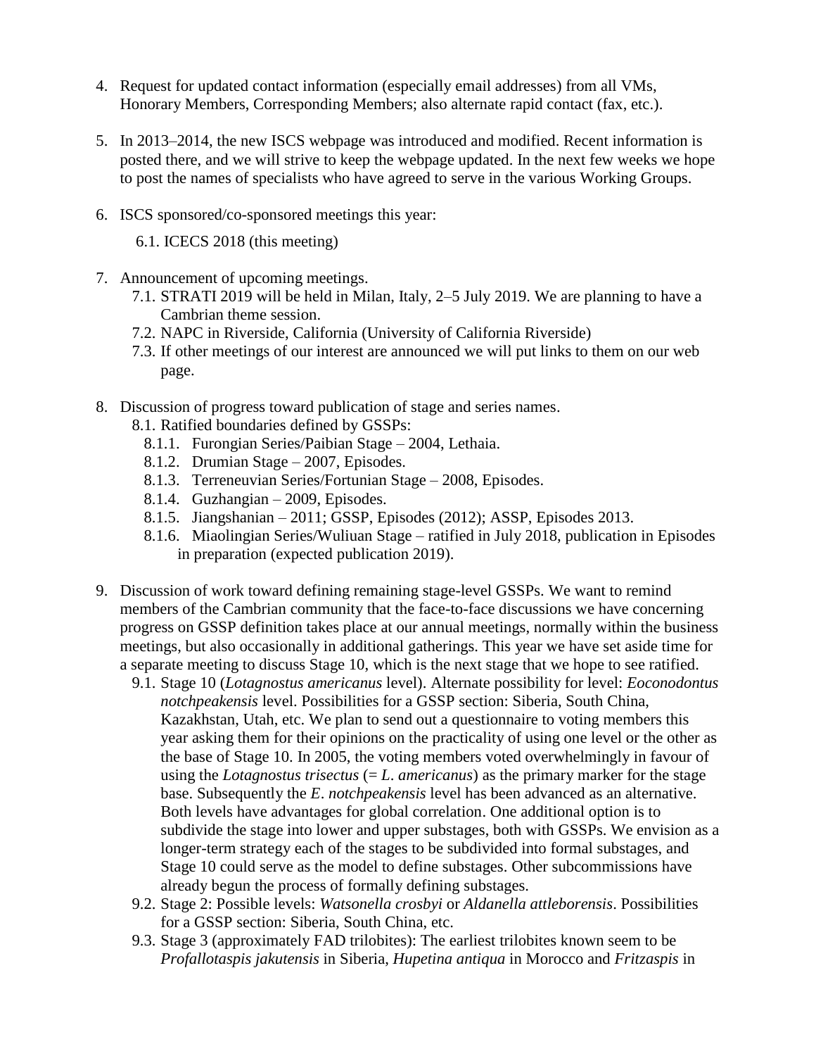4. Request for updated contact information (especially email addresses) from all VMs, Honorary Members, Corresponding Members; also alternate rapid contact (fax, etc.).

5. In 2013–2014, the new ISCS webpage was introduced and modified. Recent information is posted there, and we will strive to keep the webpage updated. In the next few weeks we hope to post the names of specialists who have agreed to serve in the various Working Groups.

6. ISCS sponsored/co-sponsored meetings this year:

   6.1. ICECS 2018 (this meeting)

7. Announcement of upcoming meetings.
   7.1. STRATI 2019 will be held in Milan, Italy, 2–5 July 2019. We are planning to have a Cambrian theme session.
   7.2. NAPC in Riverside, California (University of California Riverside)
   7.3. If other meetings of our interest are announced we will put links to them on our web page.

8. Discussion of progress toward publication of stage and series names.
   8.1. Ratified boundaries defined by GSSPs:
      8.1.1. Furongian Series/Paibian Stage – 2004, Lethaia.
      8.1.2. Drumian Stage – 2007, Episodes.
      8.1.3. Terreneuvian Series/Fortunian Stage – 2008, Episodes.
      8.1.4. Guzhangian – 2009, Episodes.
      8.1.5. Jiangshanian – 2011; GSSP, Episodes (2012); ASSP, Episodes 2013.
      8.1.6. Miaolingian Series/Wuliuan Stage – ratified in July 2018, publication in Episodes in preparation (expected publication 2019).

9. Discussion of work toward defining remaining stage-level GSSPs. We want to remind members of the Cambrian community that the face-to-face discussions we have concerning progress on GSSP definition takes place at our annual meetings, normally within the business meetings, but also occasionally in additional gatherings. This year we have set aside time for a separate meeting to discuss Stage 10, which is the next stage that we hope to see ratified.
   9.1. Stage 10 (*Lotagnostus americanus* level). Alternate possibility for level: *Eoconodontus notchpeakensis* level. Possibilities for a GSSP section: Siberia, South China, Kazakhstan, Utah, etc. We plan to send out a questionnaire to voting members this year asking them for their opinions on the practicality of using one level or the other as the base of Stage 10. In 2005, the voting members voted overwhelmingly in favour of using the *Lotagnostus trisectus* (= *L*. *americanus*) as the primary marker for the stage base. Subsequently the *E*. *notchpeakensis* level has been advanced as an alternative. Both levels have advantages for global correlation. One additional option is to subdivide the stage into lower and upper substages, both with GSSPs. We envision as a longer-term strategy each of the stages to be subdivided into formal substages, and Stage 10 could serve as the model to define substages. Other subcommissions have already begun the process of formally defining substages.
   9.2. Stage 2: Possible levels: *Watsonella crosbyi* or *Aldanella attleborensis*. Possibilities for a GSSP section: Siberia, South China, etc.
   9.3. Stage 3 (approximately FAD trilobites): The earliest trilobites known seem to be *Profallotaspis jakutensis* in Siberia, *Hupetina antiqua* in Morocco and *Fritzaspis* in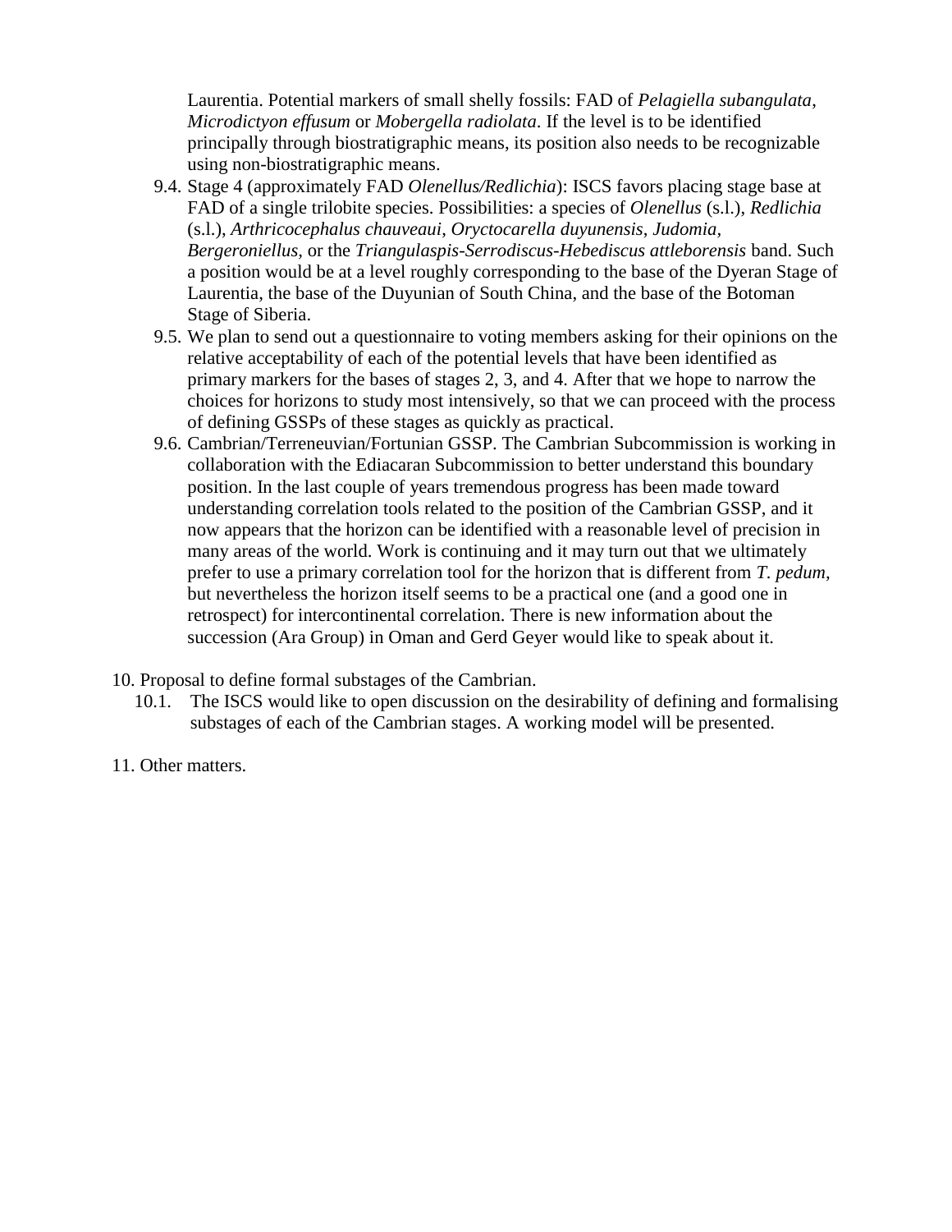Laurentia. Potential markers of small shelly fossils: FAD of *Pelagiella subangulata*, *Microdictyon effusum* or *Mobergella radiolata*. If the level is to be identified principally through biostratigraphic means, its position also needs to be recognizable using non-biostratigraphic means.

9.4. Stage 4 (approximately FAD *Olenellus/Redlichia*): ISCS favors placing stage base at FAD of a single trilobite species. Possibilities: a species of *Olenellus* (s.l.), *Redlichia* (s.l.), *Arthricocephalus chauveaui*, *Oryctocarella duyunensis*, *Judomia*, *Bergeroniellus*, or the *Triangulaspis-Serrodiscus-Hebediscus attleborensis* band. Such a position would be at a level roughly corresponding to the base of the Dyeran Stage of Laurentia, the base of the Duyunian of South China, and the base of the Botoman Stage of Siberia.

9.5. We plan to send out a questionnaire to voting members asking for their opinions on the relative acceptability of each of the potential levels that have been identified as primary markers for the bases of stages 2, 3, and 4. After that we hope to narrow the choices for horizons to study most intensively, so that we can proceed with the process of defining GSSPs of these stages as quickly as practical.

9.6. Cambrian/Terreneuvian/Fortunian GSSP. The Cambrian Subcommission is working in collaboration with the Ediacaran Subcommission to better understand this boundary position. In the last couple of years tremendous progress has been made toward understanding correlation tools related to the position of the Cambrian GSSP, and it now appears that the horizon can be identified with a reasonable level of precision in many areas of the world. Work is continuing and it may turn out that we ultimately prefer to use a primary correlation tool for the horizon that is different from *T. pedum*, but nevertheless the horizon itself seems to be a practical one (and a good one in retrospect) for intercontinental correlation. There is new information about the succession (Ara Group) in Oman and Gerd Geyer would like to speak about it.

10. Proposal to define formal substages of the Cambrian.

10.1. The ISCS would like to open discussion on the desirability of defining and formalising substages of each of the Cambrian stages. A working model will be presented.

11. Other matters.